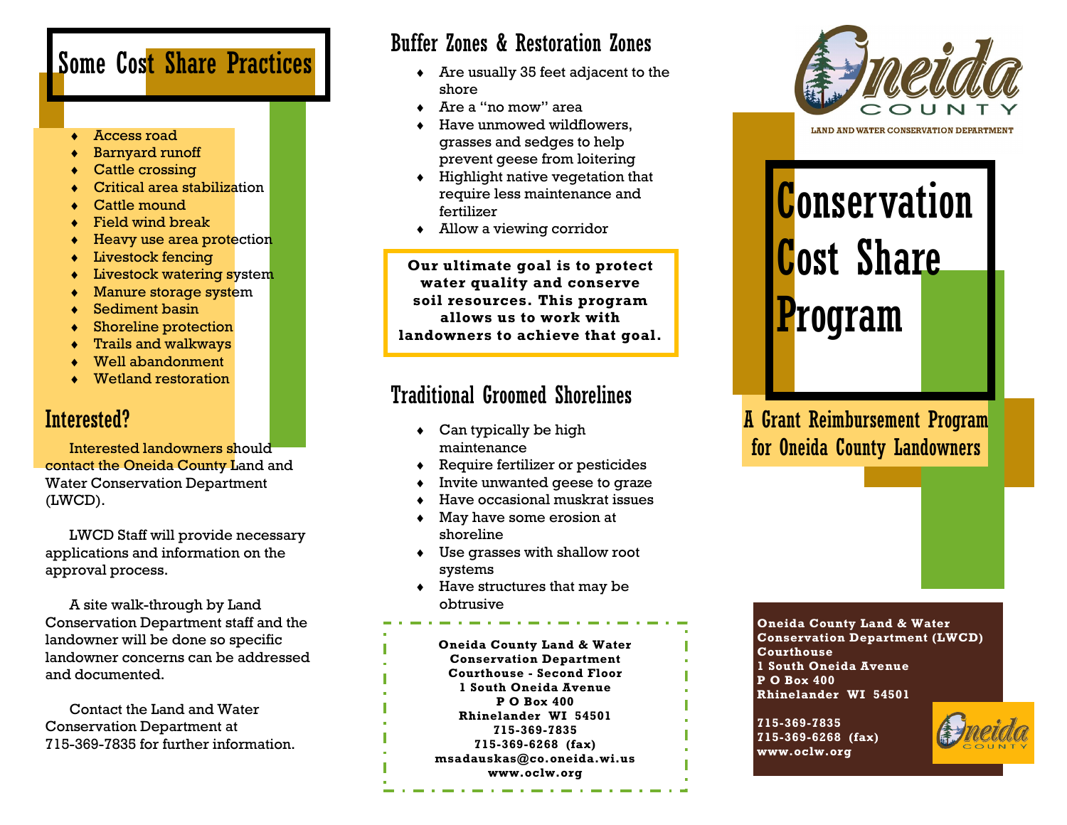## Some Cost Share Practices

- Access road
- Barnyard runoff
- Cattle crossing
- Critical area stabilization
- Cattle mound
- Field wind break
- Heavy use area protection
- Livestock fencing
- Livestock watering system
- Manure storage system
- Sediment basin
- Shoreline protection
- Trails and walkways
- Well abandonment
- Wetland restoration

## Interested?

Interested landowners should contact the Oneida County Land and Water Conservation Department (LWCD).

LWCD Staff will provide necessary applications and information on the approval process.

A site walk-through by Land Conservation Department staff and the landowner will be done so specific landowner concerns can be addressed and documented.

Contact the Land and Water Conservation Department at 715-369-7835 for further information.

## Buffer Zones & Restoration Zones

- Are usually 35 feet adjacent to the shore
- Are a "no mow" area
- Have unmowed wildflowers, grasses and sedges to help prevent geese from loitering
- Highlight native vegetation that require less maintenance and fertilizer
- Allow a viewing corridor

**Our ultimate goal is to protect water quality and conserve soil resources. This program allows us to work with landowners to achieve that goal.**

## Traditional Groomed Shorelines

- Can typically be high maintenance
- Require fertilizer or pesticides
- Invite unwanted geese to graze
- Have occasional muskrat issues
- May have some erosion at shoreline
- Use grasses with shallow root systems
- Have structures that may be obtrusive

**Oneida County Land & Water Conservation Department**
**Courthouse - Second Floor**
**1 South Oneida Avenue**
**P O Box 400**
**Rhinelander WI 54501**
**715-369-7835**
**715-369-6268 (fax)**
**msadauskas@co.oneida.wi.us**
**www.oclw.org**

Oneida COUNTY
LAND AND WATER CONSERVATION DEPARTMENT

# Conservation Cost Share Program

## A Grant Reimbursement Program for Oneida County Landowners

**Oneida County Land & Water Conservation Department (LWCD)**
**Courthouse**
**1 South Oneida Avenue**
**P O Box 400**
**Rhinelander WI 54501**

**715-369-7835**
**715-369-6268 (fax)**
**www.oclw.org**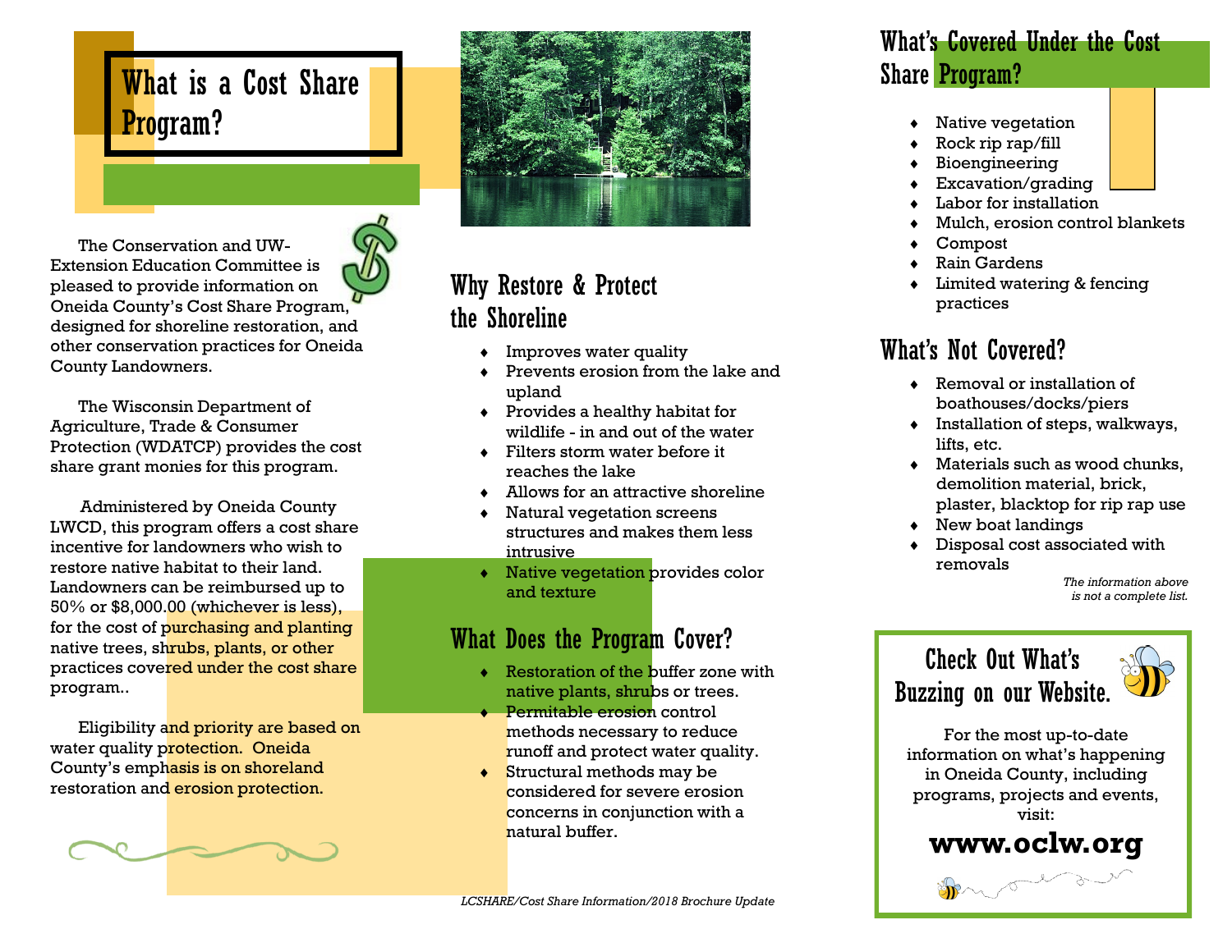# What is a Cost Share Program?

The Conservation and UW-Extension Education Committee is pleased to provide information on Oneida County's Cost Share Program, designed for shoreline restoration, and other conservation practices for Oneida County Landowners.

The Wisconsin Department of Agriculture, Trade & Consumer Protection (WDATCP) provides the cost share grant monies for this program.

Administered by Oneida County LWCD, this program offers a cost share incentive for landowners who wish to restore native habitat to their land. Landowners can be reimbursed up to 50% or $8,000.00 (whichever is less), for the cost of purchasing and planting native trees, shrubs, plants, or other practices covered under the cost share program..

Eligibility and priority are based on water quality protection. Oneida County's emphasis is on shoreland restoration and erosion protection.

## Why Restore & Protect the Shoreline

- Improves water quality
- Prevents erosion from the lake and upland
- Provides a healthy habitat for wildlife - in and out of the water
- Filters storm water before it reaches the lake
- Allows for an attractive shoreline
- Natural vegetation screens structures and makes them less intrusive
- Native vegetation provides color and texture

## What Does the Program Cover?

- Restoration of the buffer zone with native plants, shrubs or trees.
- Permitable erosion control methods necessary to reduce runoff and protect water quality.
- Structural methods may be considered for severe erosion concerns in conjunction with a natural buffer.

*LCSHARE/Cost Share Information/2018 Brochure Update*

## What's Covered Under the Cost Share Program?

- Native vegetation
- Rock rip rap/fill
- Bioengineering
- Excavation/grading
- Labor for installation
- Mulch, erosion control blankets
- Compost
- Rain Gardens
- Limited watering & fencing practices

## What's Not Covered?

- Removal or installation of boathouses/docks/piers
- Installation of steps, walkways, lifts, etc.
- Materials such as wood chunks, demolition material, brick, plaster, blacktop for rip rap use
- New boat landings
- Disposal cost associated with removals

*The information above is not a complete list.*

## Check Out What's Buzzing on our Website.

For the most up-to-date information on what's happening in Oneida County, including programs, projects and events, visit:

**www.oclw.org**